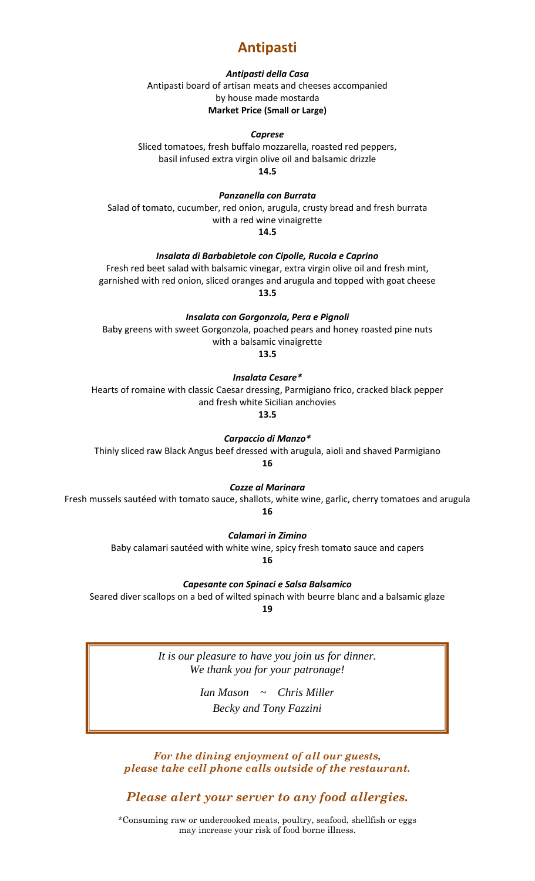# Antipasti

***Antipasti della Casa***

Antipasti board of artisan meats and cheeses accompanied by house made mostarda

**Market Price (Small or Large)**

***Caprese***

Sliced tomatoes, fresh buffalo mozzarella, roasted red peppers, basil infused extra virgin olive oil and balsamic drizzle

**14.5**

***Panzanella con Burrata***

Salad of tomato, cucumber, red onion, arugula, crusty bread and fresh burrata with a red wine vinaigrette

**14.5**

***Insalata di Barbabietole con Cipolle, Rucola e Caprino***

Fresh red beet salad with balsamic vinegar, extra virgin olive oil and fresh mint, garnished with red onion, sliced oranges and arugula and topped with goat cheese

**13.5**

***Insalata con Gorgonzola, Pera e Pignoli***

Baby greens with sweet Gorgonzola, poached pears and honey roasted pine nuts with a balsamic vinaigrette

**13.5**

***Insalata Cesare****

Hearts of romaine with classic Caesar dressing, Parmigiano frico, cracked black pepper and fresh white Sicilian anchovies

**13.5**

***Carpaccio di Manzo****

Thinly sliced raw Black Angus beef dressed with arugula, aioli and shaved Parmigiano

**16**

***Cozze al Marinara***

Fresh mussels sautéed with tomato sauce, shallots, white wine, garlic, cherry tomatoes and arugula

**16**

***Calamari in Zimino***

Baby calamari sautéed with white wine, spicy fresh tomato sauce and capers

**16**

***Capesante con Spinaci e Salsa Balsamico***

Seared diver scallops on a bed of wilted spinach with beurre blanc and a balsamic glaze

**19**

*It is our pleasure to have you join us for dinner.*
*We thank you for your patronage!*

*Ian Mason ~ Chris Miller*
*Becky and Tony Fazzini*

***For the dining enjoyment of all our guests, please take cell phone calls outside of the restaurant.***

***Please alert your server to any food allergies.***

*Consuming raw or undercooked meats, poultry, seafood, shellfish or eggs may increase your risk of food borne illness.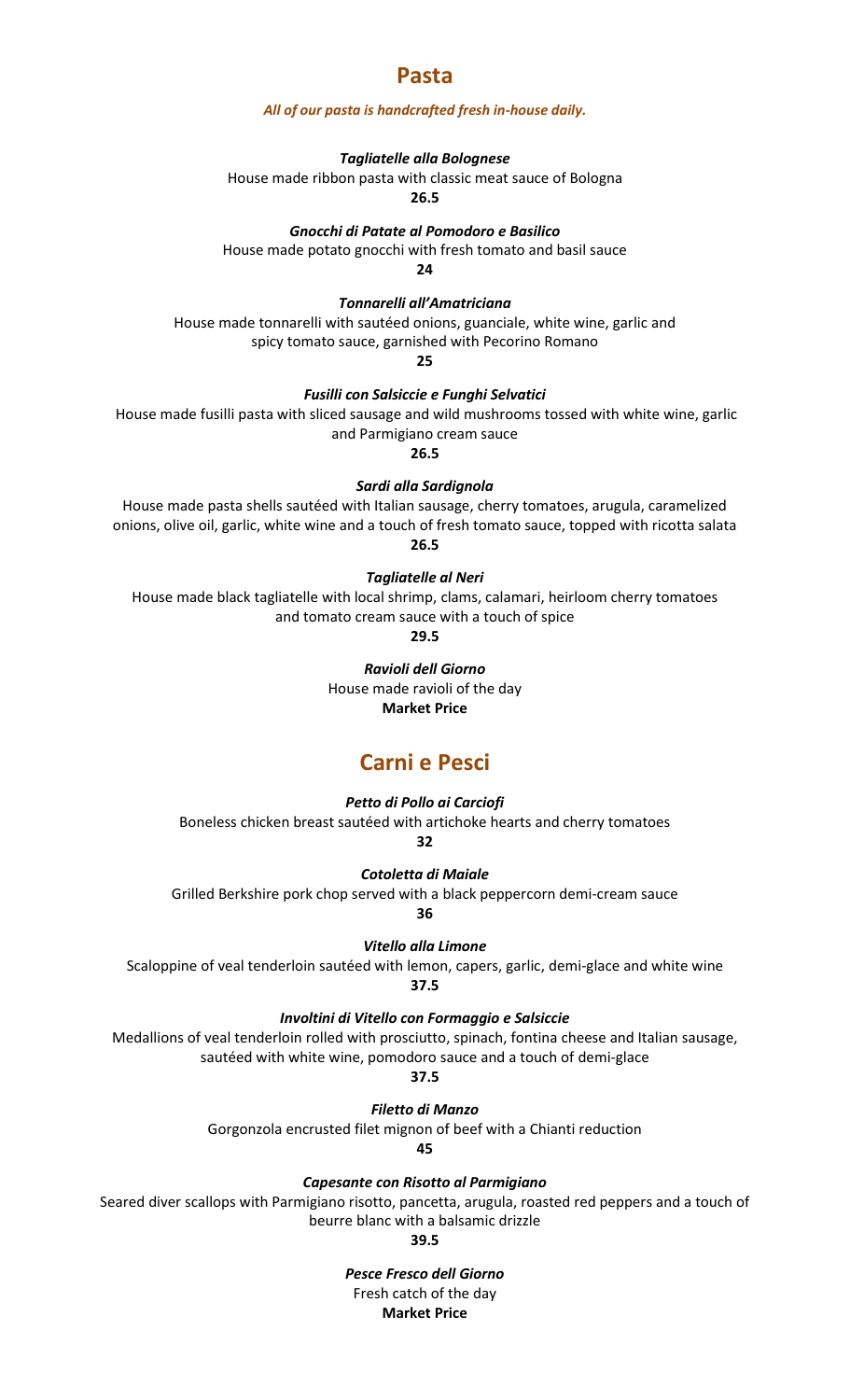## Pasta

***All of our pasta is handcrafted fresh in-house daily.***

***Tagliatelle alla Bolognese***
House made ribbon pasta with classic meat sauce of Bologna
**26.5**

***Gnocchi di Patate al Pomodoro e Basilico***
House made potato gnocchi with fresh tomato and basil sauce
**24**

***Tonnarelli all'Amatriciana***
House made tonnarelli with sautéed onions, guanciale, white wine, garlic and spicy tomato sauce, garnished with Pecorino Romano
**25**

***Fusilli con Salsiccie e Funghi Selvatici***
House made fusilli pasta with sliced sausage and wild mushrooms tossed with white wine, garlic and Parmigiano cream sauce
**26.5**

***Sardi alla Sardignola***
House made pasta shells sautéed with Italian sausage, cherry tomatoes, arugula, caramelized onions, olive oil, garlic, white wine and a touch of fresh tomato sauce, topped with ricotta salata
**26.5**

***Tagliatelle al Neri***
House made black tagliatelle with local shrimp, clams, calamari, heirloom cherry tomatoes and tomato cream sauce with a touch of spice
**29.5**

***Ravioli dell Giorno***
House made ravioli of the day
**Market Price**

## Carni e Pesci

***Petto di Pollo ai Carciofi***
Boneless chicken breast sautéed with artichoke hearts and cherry tomatoes
**32**

***Cotoletta di Maiale***
Grilled Berkshire pork chop served with a black peppercorn demi-cream sauce
**36**

***Vitello alla Limone***
Scaloppine of veal tenderloin sautéed with lemon, capers, garlic, demi-glace and white wine
**37.5**

***Involtini di Vitello con Formaggio e Salsiccie***
Medallions of veal tenderloin rolled with prosciutto, spinach, fontina cheese and Italian sausage, sautéed with white wine, pomodoro sauce and a touch of demi-glace
**37.5**

***Filetto di Manzo***
Gorgonzola encrusted filet mignon of beef with a Chianti reduction
**45**

***Capesante con Risotto al Parmigiano***
Seared diver scallops with Parmigiano risotto, pancetta, arugula, roasted red peppers and a touch of beurre blanc with a balsamic drizzle
**39.5**

***Pesce Fresco dell Giorno***
Fresh catch of the day
**Market Price**